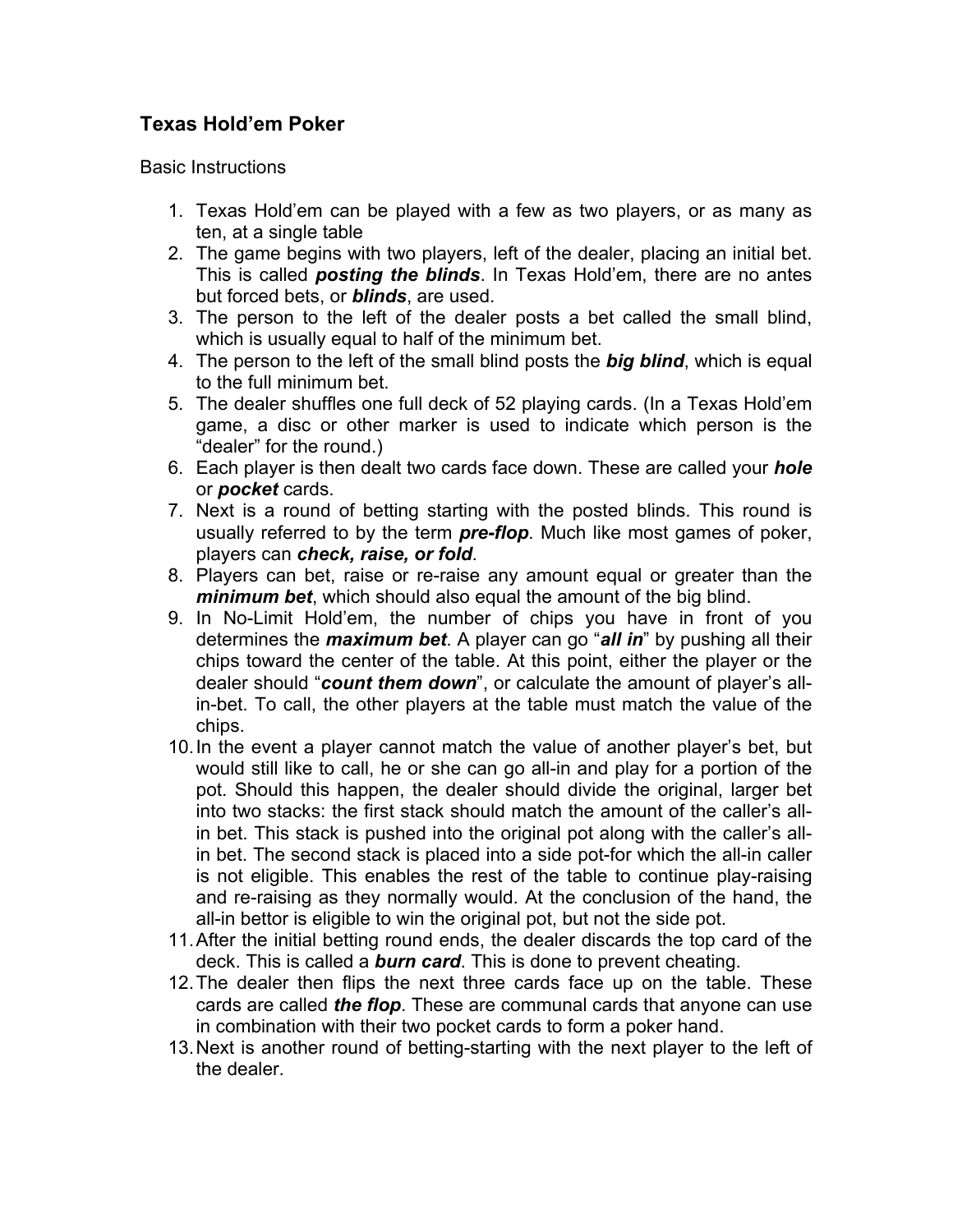# Texas Hold'em Poker

Basic Instructions

1. Texas Hold'em can be played with a few as two players, or as many as ten, at a single table
2. The game begins with two players, left of the dealer, placing an initial bet. This is called ***posting the blinds***. In Texas Hold'em, there are no antes but forced bets, or ***blinds***, are used.
3. The person to the left of the dealer posts a bet called the small blind, which is usually equal to half of the minimum bet.
4. The person to the left of the small blind posts the ***big blind***, which is equal to the full minimum bet.
5. The dealer shuffles one full deck of 52 playing cards. (In a Texas Hold'em game, a disc or other marker is used to indicate which person is the "dealer" for the round.)
6. Each player is then dealt two cards face down. These are called your ***hole*** or ***pocket*** cards.
7. Next is a round of betting starting with the posted blinds. This round is usually referred to by the term ***pre-flop***. Much like most games of poker, players can ***check, raise, or fold***.
8. Players can bet, raise or re-raise any amount equal or greater than the ***minimum bet***, which should also equal the amount of the big blind.
9. In No-Limit Hold'em, the number of chips you have in front of you determines the ***maximum bet***. A player can go "***all in***" by pushing all their chips toward the center of the table. At this point, either the player or the dealer should "***count them down***", or calculate the amount of player's all-in-bet. To call, the other players at the table must match the value of the chips.
10. In the event a player cannot match the value of another player's bet, but would still like to call, he or she can go all-in and play for a portion of the pot. Should this happen, the dealer should divide the original, larger bet into two stacks: the first stack should match the amount of the caller's all-in bet. This stack is pushed into the original pot along with the caller's all-in bet. The second stack is placed into a side pot-for which the all-in caller is not eligible. This enables the rest of the table to continue play-raising and re-raising as they normally would. At the conclusion of the hand, the all-in bettor is eligible to win the original pot, but not the side pot.
11. After the initial betting round ends, the dealer discards the top card of the deck. This is called a ***burn card***. This is done to prevent cheating.
12. The dealer then flips the next three cards face up on the table. These cards are called ***the flop***. These are communal cards that anyone can use in combination with their two pocket cards to form a poker hand.
13. Next is another round of betting-starting with the next player to the left of the dealer.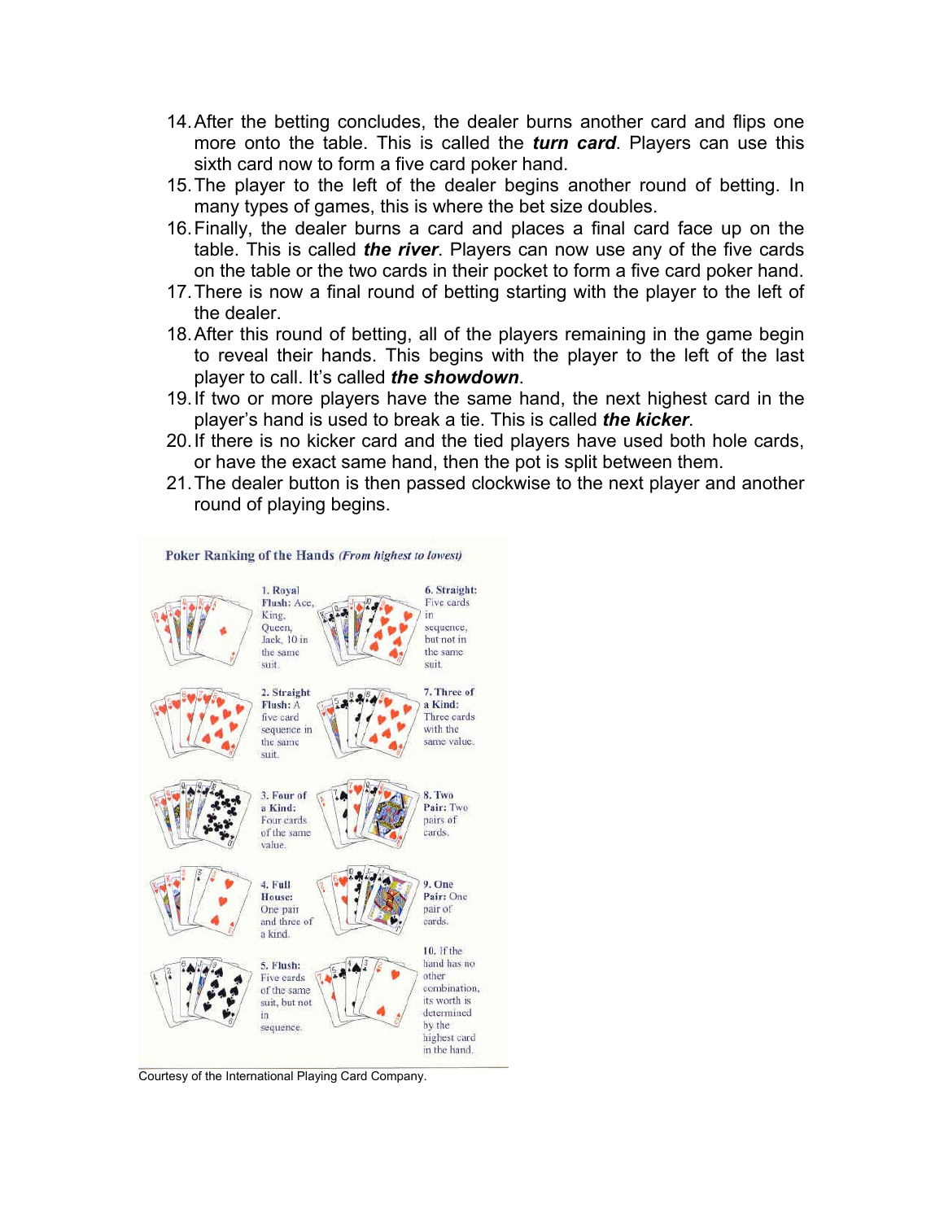14. After the betting concludes, the dealer burns another card and flips one more onto the table. This is called the ***turn card***. Players can use this sixth card now to form a five card poker hand.
15. The player to the left of the dealer begins another round of betting. In many types of games, this is where the bet size doubles.
16. Finally, the dealer burns a card and places a final card face up on the table. This is called ***the river***. Players can now use any of the five cards on the table or the two cards in their pocket to form a five card poker hand.
17. There is now a final round of betting starting with the player to the left of the dealer.
18. After this round of betting, all of the players remaining in the game begin to reveal their hands. This begins with the player to the left of the last player to call. It's called ***the showdown***.
19. If two or more players have the same hand, the next highest card in the player's hand is used to break a tie. This is called ***the kicker***.
20. If there is no kicker card and the tied players have used both hole cards, or have the exact same hand, then the pot is split between them.
21. The dealer button is then passed clockwise to the next player and another round of playing begins.

**Poker Ranking of the Hands** *(From highest to lowest)*

1. **Royal Flush:** Ace, King, Queen, Jack, 10 in the same suit.
2. **Straight Flush:** A five card sequence in the same suit.
3. **Four of a Kind:** Four cards of the same value.
4. **Full House:** One pair and three of a kind.
5. **Flush:** Five cards of the same suit, but not in sequence.
6. **Straight:** Five cards in sequence, but not in the same suit.
7. **Three of a Kind:** Three cards with the same value.
8. **Two Pair:** Two pairs of cards.
9. **One Pair:** One pair of cards.
10. If the hand has no other combination, its worth is determined by the highest card in the hand.

Courtesy of the International Playing Card Company.